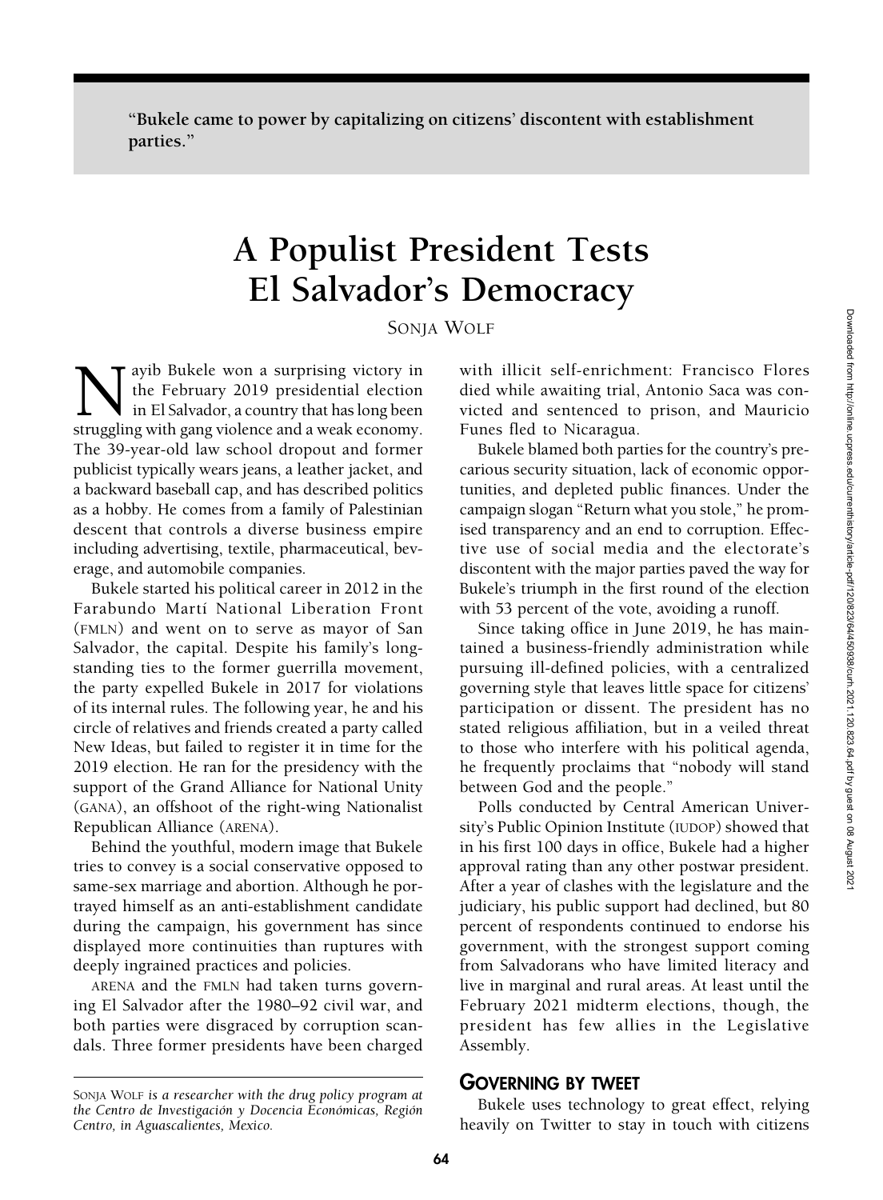"Bukele came to power by capitalizing on citizens' discontent with establishment parties."

# A Populist President Tests El Salvador's Democracy

SONJA WOLF

Nayib Bukele won a surprising victory in the February 2019 presidential election in El Salvador, a country that has long been struggling with gang violence and a weak economy. The 39-year-old law school dropout and former publicist typically wears jeans, a leather jacket, and a backward baseball cap, and has described politics as a hobby. He comes from a family of Palestinian descent that controls a diverse business empire including advertising, textile, pharmaceutical, beverage, and automobile companies.

Bukele started his political career in 2012 in the Farabundo Martí National Liberation Front (FMLN) and went on to serve as mayor of San Salvador, the capital. Despite his family's long-standing ties to the former guerrilla movement, the party expelled Bukele in 2017 for violations of its internal rules. The following year, he and his circle of relatives and friends created a party called New Ideas, but failed to register it in time for the 2019 election. He ran for the presidency with the support of the Grand Alliance for National Unity (GANA), an offshoot of the right-wing Nationalist Republican Alliance (ARENA).

Behind the youthful, modern image that Bukele tries to convey is a social conservative opposed to same-sex marriage and abortion. Although he portrayed himself as an anti-establishment candidate during the campaign, his government has since displayed more continuities than ruptures with deeply ingrained practices and policies.

ARENA and the FMLN had taken turns governing El Salvador after the 1980–92 civil war, and both parties were disgraced by corruption scandals. Three former presidents have been charged with illicit self-enrichment: Francisco Flores died while awaiting trial, Antonio Saca was convicted and sentenced to prison, and Mauricio Funes fled to Nicaragua.

Bukele blamed both parties for the country's precarious security situation, lack of economic opportunities, and depleted public finances. Under the campaign slogan "Return what you stole," he promised transparency and an end to corruption. Effective use of social media and the electorate's discontent with the major parties paved the way for Bukele's triumph in the first round of the election with 53 percent of the vote, avoiding a runoff.

Since taking office in June 2019, he has maintained a business-friendly administration while pursuing ill-defined policies, with a centralized governing style that leaves little space for citizens' participation or dissent. The president has no stated religious affiliation, but in a veiled threat to those who interfere with his political agenda, he frequently proclaims that "nobody will stand between God and the people."

Polls conducted by Central American University's Public Opinion Institute (IUDOP) showed that in his first 100 days in office, Bukele had a higher approval rating than any other postwar president. After a year of clashes with the legislature and the judiciary, his public support had declined, but 80 percent of respondents continued to endorse his government, with the strongest support coming from Salvadorans who have limited literacy and live in marginal and rural areas. At least until the February 2021 midterm elections, though, the president has few allies in the Legislative Assembly.

## GOVERNING BY TWEET

Bukele uses technology to great effect, relying heavily on Twitter to stay in touch with citizens

---

*SONJA WOLF is a researcher with the drug policy program at the Centro de Investigación y Docencia Económicas, Región Centro, in Aguascalientes, Mexico.*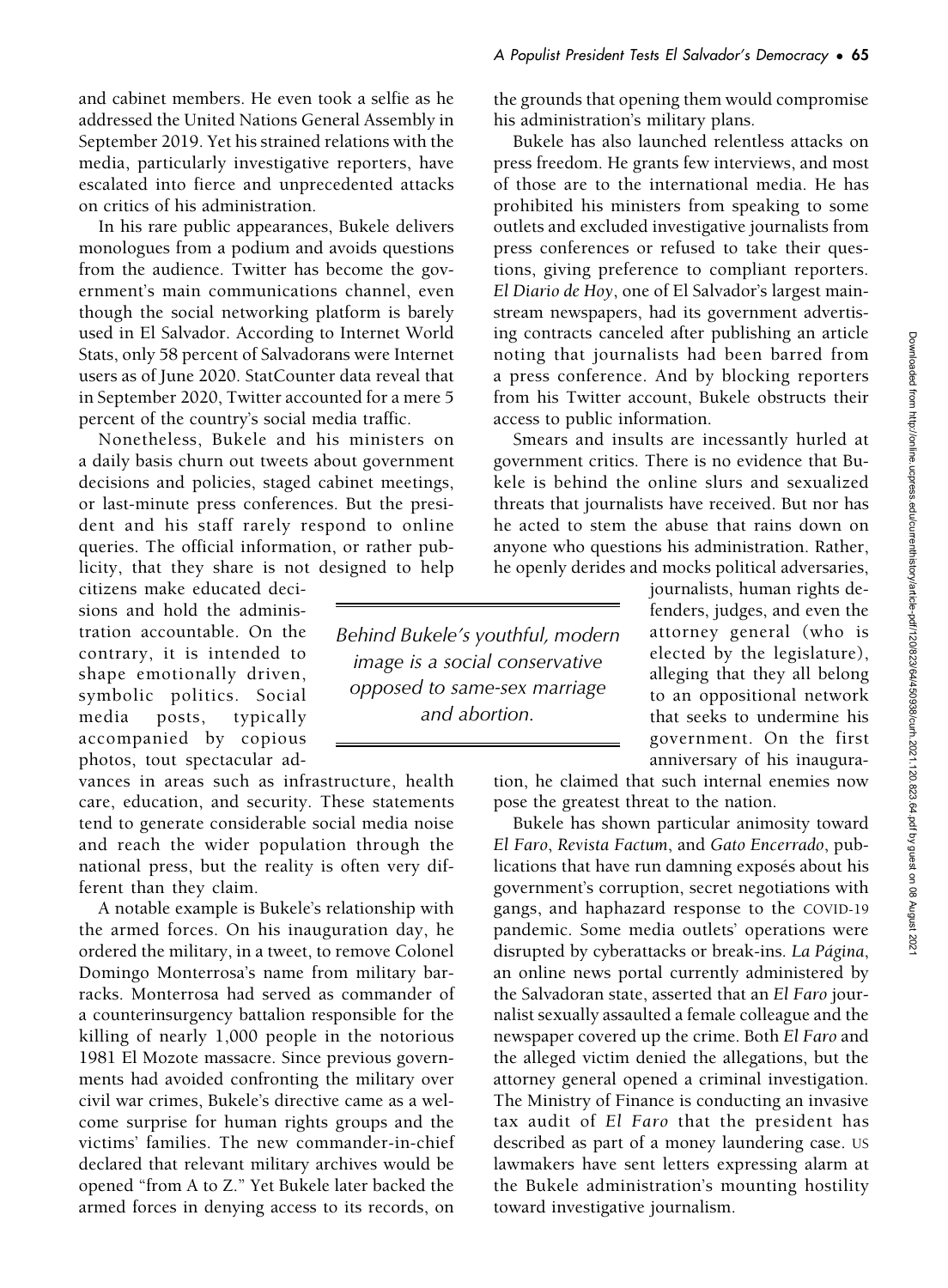and cabinet members. He even took a selfie as he addressed the United Nations General Assembly in September 2019. Yet his strained relations with the media, particularly investigative reporters, have escalated into fierce and unprecedented attacks on critics of his administration.

In his rare public appearances, Bukele delivers monologues from a podium and avoids questions from the audience. Twitter has become the government's main communications channel, even though the social networking platform is barely used in El Salvador. According to Internet World Stats, only 58 percent of Salvadorans were Internet users as of June 2020. StatCounter data reveal that in September 2020, Twitter accounted for a mere 5 percent of the country's social media traffic.

Nonetheless, Bukele and his ministers on a daily basis churn out tweets about government decisions and policies, staged cabinet meetings, or last-minute press conferences. But the president and his staff rarely respond to online queries. The official information, or rather publicity, that they share is not designed to help citizens make educated decisions and hold the administration accountable. On the contrary, it is intended to shape emotionally driven, symbolic politics. Social media posts, typically accompanied by copious photos, tout spectacular advances in areas such as infrastructure, health care, education, and security. These statements tend to generate considerable social media noise and reach the wider population through the national press, but the reality is often very different than they claim.

A notable example is Bukele's relationship with the armed forces. On his inauguration day, he ordered the military, in a tweet, to remove Colonel Domingo Monterrosa's name from military barracks. Monterrosa had served as commander of a counterinsurgency battalion responsible for the killing of nearly 1,000 people in the notorious 1981 El Mozote massacre. Since previous governments had avoided confronting the military over civil war crimes, Bukele's directive came as a welcome surprise for human rights groups and the victims' families. The new commander-in-chief declared that relevant military archives would be opened "from A to Z." Yet Bukele later backed the armed forces in denying access to its records, on the grounds that opening them would compromise his administration's military plans.

Bukele has also launched relentless attacks on press freedom. He grants few interviews, and most of those are to the international media. He has prohibited his ministers from speaking to some outlets and excluded investigative journalists from press conferences or refused to take their questions, giving preference to compliant reporters. *El Diario de Hoy*, one of El Salvador's largest mainstream newspapers, had its government advertising contracts canceled after publishing an article noting that journalists had been barred from a press conference. And by blocking reporters from his Twitter account, Bukele obstructs their access to public information.

Smears and insults are incessantly hurled at government critics. There is no evidence that Bukele is behind the online slurs and sexualized threats that journalists have received. But nor has he acted to stem the abuse that rains down on anyone who questions his administration. Rather, he openly derides and mocks political adversaries, journalists, human rights defenders, judges, and even the attorney general (who is elected by the legislature), alleging that they all belong to an oppositional network that seeks to undermine his government. On the first anniversary of his inauguration, he claimed that such internal enemies now pose the greatest threat to the nation.

> *Behind Bukele's youthful, modern image is a social conservative opposed to same-sex marriage and abortion.*

Bukele has shown particular animosity toward *El Faro*, *Revista Factum*, and *Gato Encerrado*, publications that have run damning exposés about his government's corruption, secret negotiations with gangs, and haphazard response to the COVID-19 pandemic. Some media outlets' operations were disrupted by cyberattacks or break-ins. *La Página*, an online news portal currently administered by the Salvadoran state, asserted that an *El Faro* journalist sexually assaulted a female colleague and the newspaper covered up the crime. Both *El Faro* and the alleged victim denied the allegations, but the attorney general opened a criminal investigation. The Ministry of Finance is conducting an invasive tax audit of *El Faro* that the president has described as part of a money laundering case. US lawmakers have sent letters expressing alarm at the Bukele administration's mounting hostility toward investigative journalism.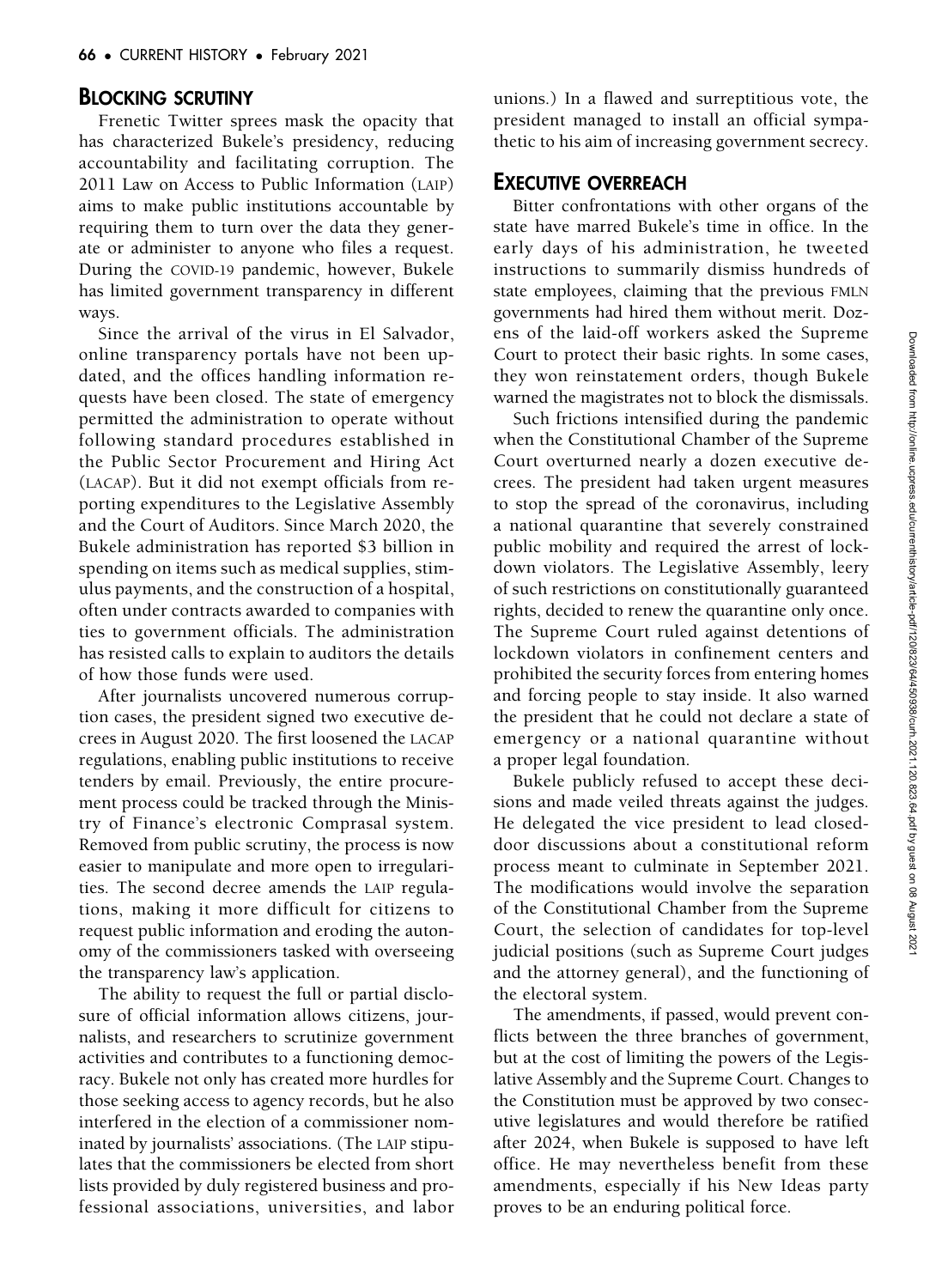## Blocking Scrutiny

Frenetic Twitter sprees mask the opacity that has characterized Bukele's presidency, reducing accountability and facilitating corruption. The 2011 Law on Access to Public Information (LAIP) aims to make public institutions accountable by requiring them to turn over the data they generate or administer to anyone who files a request. During the COVID-19 pandemic, however, Bukele has limited government transparency in different ways.

Since the arrival of the virus in El Salvador, online transparency portals have not been updated, and the offices handling information requests have been closed. The state of emergency permitted the administration to operate without following standard procedures established in the Public Sector Procurement and Hiring Act (LACAP). But it did not exempt officials from reporting expenditures to the Legislative Assembly and the Court of Auditors. Since March 2020, the Bukele administration has reported $3 billion in spending on items such as medical supplies, stimulus payments, and the construction of a hospital, often under contracts awarded to companies with ties to government officials. The administration has resisted calls to explain to auditors the details of how those funds were used.

After journalists uncovered numerous corruption cases, the president signed two executive decrees in August 2020. The first loosened the LACAP regulations, enabling public institutions to receive tenders by email. Previously, the entire procurement process could be tracked through the Ministry of Finance's electronic Comprasal system. Removed from public scrutiny, the process is now easier to manipulate and more open to irregularities. The second decree amends the LAIP regulations, making it more difficult for citizens to request public information and eroding the autonomy of the commissioners tasked with overseeing the transparency law's application.

The ability to request the full or partial disclosure of official information allows citizens, journalists, and researchers to scrutinize government activities and contributes to a functioning democracy. Bukele not only has created more hurdles for those seeking access to agency records, but he also interfered in the election of a commissioner nominated by journalists' associations. (The LAIP stipulates that the commissioners be elected from short lists provided by duly registered business and professional associations, universities, and labor unions.) In a flawed and surreptitious vote, the president managed to install an official sympathetic to his aim of increasing government secrecy.

## Executive Overreach

Bitter confrontations with other organs of the state have marred Bukele's time in office. In the early days of his administration, he tweeted instructions to summarily dismiss hundreds of state employees, claiming that the previous FMLN governments had hired them without merit. Dozens of the laid-off workers asked the Supreme Court to protect their basic rights. In some cases, they won reinstatement orders, though Bukele warned the magistrates not to block the dismissals.

Such frictions intensified during the pandemic when the Constitutional Chamber of the Supreme Court overturned nearly a dozen executive decrees. The president had taken urgent measures to stop the spread of the coronavirus, including a national quarantine that severely constrained public mobility and required the arrest of lockdown violators. The Legislative Assembly, leery of such restrictions on constitutionally guaranteed rights, decided to renew the quarantine only once. The Supreme Court ruled against detentions of lockdown violators in confinement centers and prohibited the security forces from entering homes and forcing people to stay inside. It also warned the president that he could not declare a state of emergency or a national quarantine without a proper legal foundation.

Bukele publicly refused to accept these decisions and made veiled threats against the judges. He delegated the vice president to lead closed-door discussions about a constitutional reform process meant to culminate in September 2021. The modifications would involve the separation of the Constitutional Chamber from the Supreme Court, the selection of candidates for top-level judicial positions (such as Supreme Court judges and the attorney general), and the functioning of the electoral system.

The amendments, if passed, would prevent conflicts between the three branches of government, but at the cost of limiting the powers of the Legislative Assembly and the Supreme Court. Changes to the Constitution must be approved by two consecutive legislatures and would therefore be ratified after 2024, when Bukele is supposed to have left office. He may nevertheless benefit from these amendments, especially if his New Ideas party proves to be an enduring political force.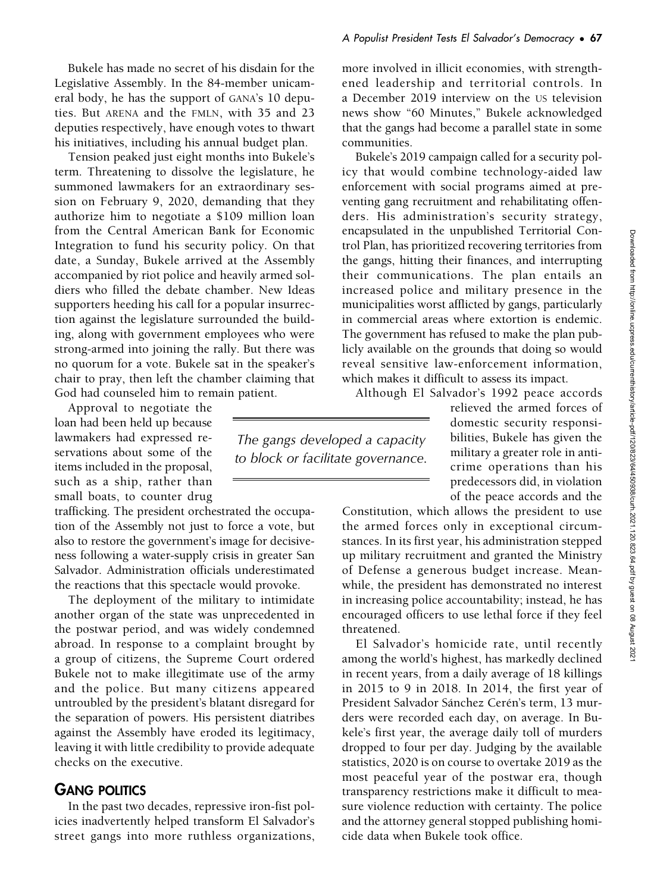Bukele has made no secret of his disdain for the Legislative Assembly. In the 84-member unicameral body, he has the support of GANA's 10 deputies. But ARENA and the FMLN, with 35 and 23 deputies respectively, have enough votes to thwart his initiatives, including his annual budget plan.

Tension peaked just eight months into Bukele's term. Threatening to dissolve the legislature, he summoned lawmakers for an extraordinary session on February 9, 2020, demanding that they authorize him to negotiate a $109 million loan from the Central American Bank for Economic Integration to fund his security policy. On that date, a Sunday, Bukele arrived at the Assembly accompanied by riot police and heavily armed soldiers who filled the debate chamber. New Ideas supporters heeding his call for a popular insurrection against the legislature surrounded the building, along with government employees who were strong-armed into joining the rally. But there was no quorum for a vote. Bukele sat in the speaker's chair to pray, then left the chamber claiming that God had counseled him to remain patient.

Approval to negotiate the loan had been held up because lawmakers had expressed reservations about some of the items included in the proposal, such as a ship, rather than small boats, to counter drug trafficking. The president orchestrated the occupation of the Assembly not just to force a vote, but also to restore the government's image for decisiveness following a water-supply crisis in greater San Salvador. Administration officials underestimated the reactions that this spectacle would provoke.

The deployment of the military to intimidate another organ of the state was unprecedented in the postwar period, and was widely condemned abroad. In response to a complaint brought by a group of citizens, the Supreme Court ordered Bukele not to make illegitimate use of the army and the police. But many citizens appeared untroubled by the president's blatant disregard for the separation of powers. His persistent diatribes against the Assembly have eroded its legitimacy, leaving it with little credibility to provide adequate checks on the executive.

## GANG POLITICS

In the past two decades, repressive iron-fist policies inadvertently helped transform El Salvador's street gangs into more ruthless organizations, more involved in illicit economies, with strengthened leadership and territorial controls. In a December 2019 interview on the US television news show "60 Minutes," Bukele acknowledged that the gangs had become a parallel state in some communities.

> *The gangs developed a capacity to block or facilitate governance.*

Bukele's 2019 campaign called for a security policy that would combine technology-aided law enforcement with social programs aimed at preventing gang recruitment and rehabilitating offenders. His administration's security strategy, encapsulated in the unpublished Territorial Control Plan, has prioritized recovering territories from the gangs, hitting their finances, and interrupting their communications. The plan entails an increased police and military presence in the municipalities worst afflicted by gangs, particularly in commercial areas where extortion is endemic. The government has refused to make the plan publicly available on the grounds that doing so would reveal sensitive law-enforcement information, which makes it difficult to assess its impact.

Although El Salvador's 1992 peace accords relieved the armed forces of domestic security responsibilities, Bukele has given the military a greater role in anticrime operations than his predecessors did, in violation of the peace accords and the Constitution, which allows the president to use the armed forces only in exceptional circumstances. In its first year, his administration stepped up military recruitment and granted the Ministry of Defense a generous budget increase. Meanwhile, the president has demonstrated no interest in increasing police accountability; instead, he has encouraged officers to use lethal force if they feel threatened.

El Salvador's homicide rate, until recently among the world's highest, has markedly declined in recent years, from a daily average of 18 killings in 2015 to 9 in 2018. In 2014, the first year of President Salvador Sánchez Cerén's term, 13 murders were recorded each day, on average. In Bukele's first year, the average daily toll of murders dropped to four per day. Judging by the available statistics, 2020 is on course to overtake 2019 as the most peaceful year of the postwar era, though transparency restrictions make it difficult to measure violence reduction with certainty. The police and the attorney general stopped publishing homicide data when Bukele took office.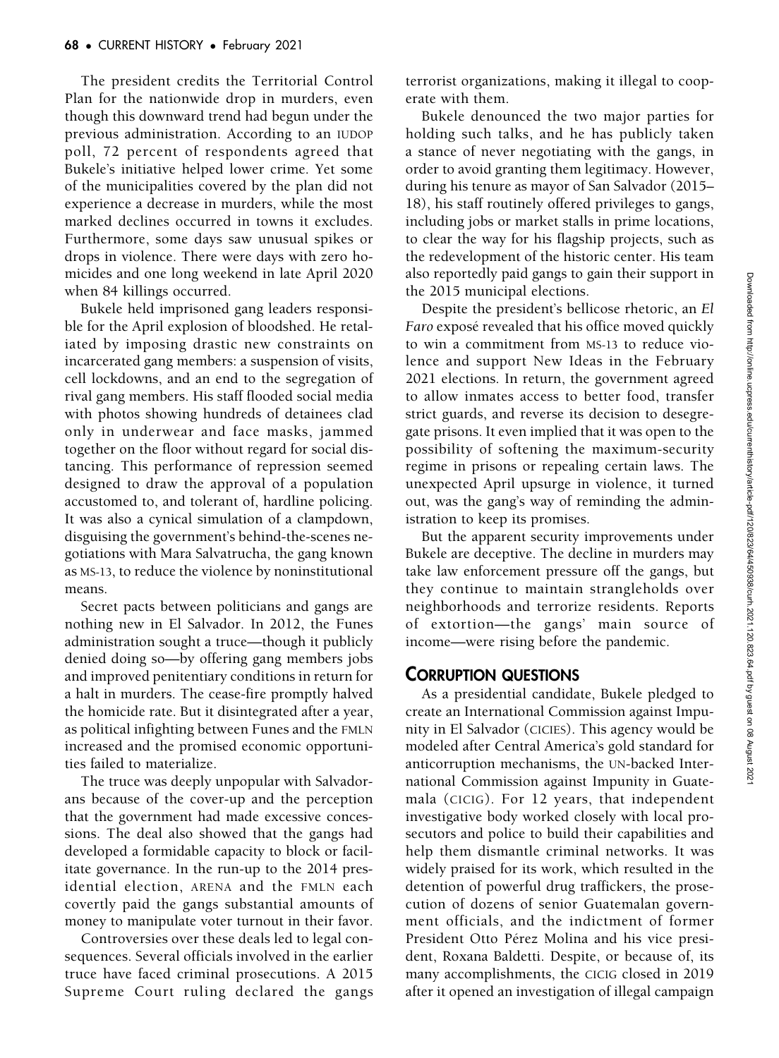The president credits the Territorial Control Plan for the nationwide drop in murders, even though this downward trend had begun under the previous administration. According to an IUDOP poll, 72 percent of respondents agreed that Bukele's initiative helped lower crime. Yet some of the municipalities covered by the plan did not experience a decrease in murders, while the most marked declines occurred in towns it excludes. Furthermore, some days saw unusual spikes or drops in violence. There were days with zero homicides and one long weekend in late April 2020 when 84 killings occurred.

Bukele held imprisoned gang leaders responsible for the April explosion of bloodshed. He retaliated by imposing drastic new constraints on incarcerated gang members: a suspension of visits, cell lockdowns, and an end to the segregation of rival gang members. His staff flooded social media with photos showing hundreds of detainees clad only in underwear and face masks, jammed together on the floor without regard for social distancing. This performance of repression seemed designed to draw the approval of a population accustomed to, and tolerant of, hardline policing. It was also a cynical simulation of a clampdown, disguising the government's behind-the-scenes negotiations with Mara Salvatrucha, the gang known as MS-13, to reduce the violence by noninstitutional means.

Secret pacts between politicians and gangs are nothing new in El Salvador. In 2012, the Funes administration sought a truce—though it publicly denied doing so—by offering gang members jobs and improved penitentiary conditions in return for a halt in murders. The cease-fire promptly halved the homicide rate. But it disintegrated after a year, as political infighting between Funes and the FMLN increased and the promised economic opportunities failed to materialize.

The truce was deeply unpopular with Salvadorans because of the cover-up and the perception that the government had made excessive concessions. The deal also showed that the gangs had developed a formidable capacity to block or facilitate governance. In the run-up to the 2014 presidential election, ARENA and the FMLN each covertly paid the gangs substantial amounts of money to manipulate voter turnout in their favor.

Controversies over these deals led to legal consequences. Several officials involved in the earlier truce have faced criminal prosecutions. A 2015 Supreme Court ruling declared the gangs terrorist organizations, making it illegal to cooperate with them.

Bukele denounced the two major parties for holding such talks, and he has publicly taken a stance of never negotiating with the gangs, in order to avoid granting them legitimacy. However, during his tenure as mayor of San Salvador (2015–18), his staff routinely offered privileges to gangs, including jobs or market stalls in prime locations, to clear the way for his flagship projects, such as the redevelopment of the historic center. His team also reportedly paid gangs to gain their support in the 2015 municipal elections.

Despite the president's bellicose rhetoric, an *El Faro* exposé revealed that his office moved quickly to win a commitment from MS-13 to reduce violence and support New Ideas in the February 2021 elections. In return, the government agreed to allow inmates access to better food, transfer strict guards, and reverse its decision to desegregate prisons. It even implied that it was open to the possibility of softening the maximum-security regime in prisons or repealing certain laws. The unexpected April upsurge in violence, it turned out, was the gang's way of reminding the administration to keep its promises.

But the apparent security improvements under Bukele are deceptive. The decline in murders may take law enforcement pressure off the gangs, but they continue to maintain strangleholds over neighborhoods and terrorize residents. Reports of extortion—the gangs' main source of income—were rising before the pandemic.

## CORRUPTION QUESTIONS

As a presidential candidate, Bukele pledged to create an International Commission against Impunity in El Salvador (CICIES). This agency would be modeled after Central America's gold standard for anticorruption mechanisms, the UN-backed International Commission against Impunity in Guatemala (CICIG). For 12 years, that independent investigative body worked closely with local prosecutors and police to build their capabilities and help them dismantle criminal networks. It was widely praised for its work, which resulted in the detention of powerful drug traffickers, the prosecution of dozens of senior Guatemalan government officials, and the indictment of former President Otto Pérez Molina and his vice president, Roxana Baldetti. Despite, or because of, its many accomplishments, the CICIG closed in 2019 after it opened an investigation of illegal campaign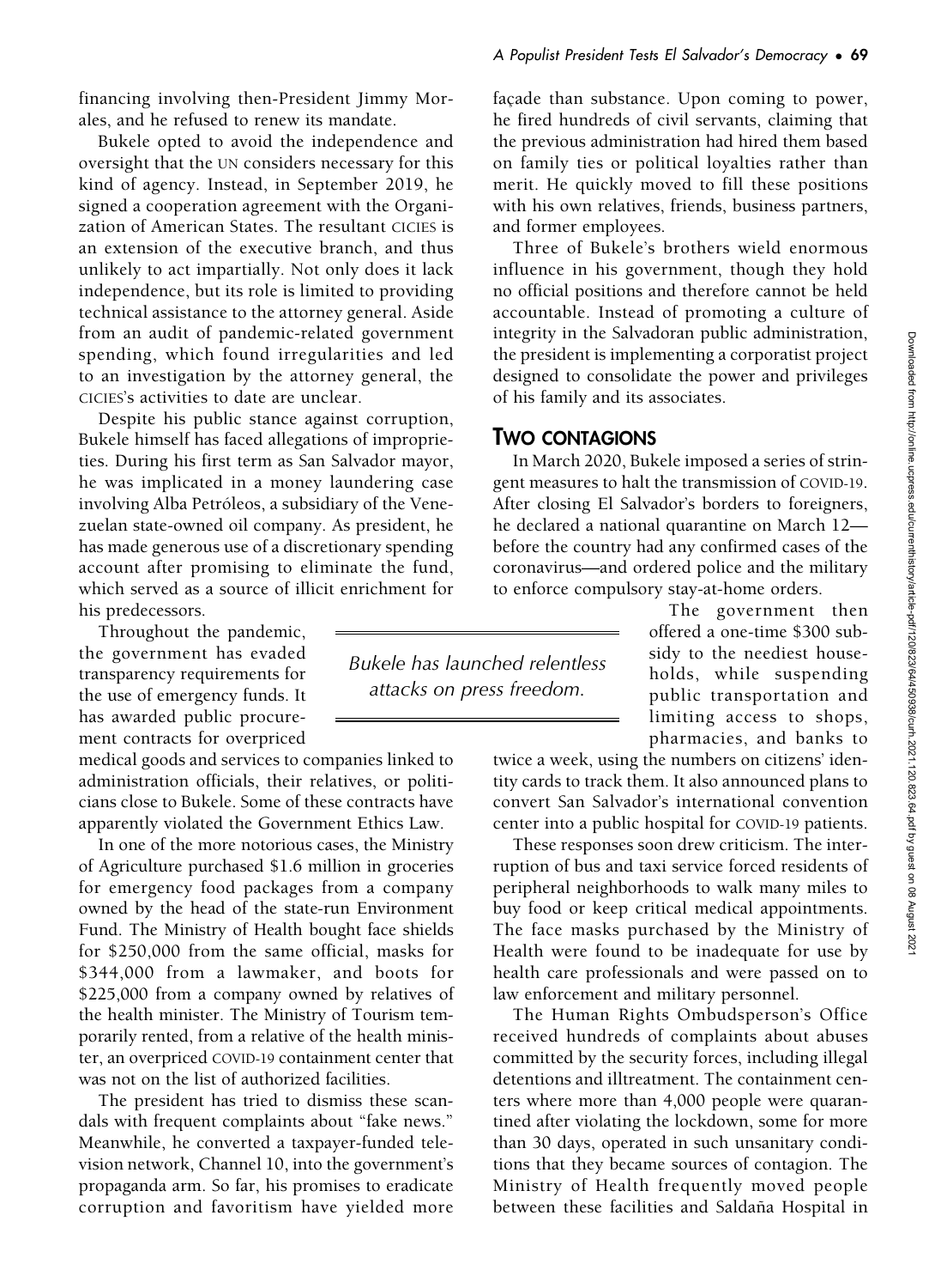financing involving then-President Jimmy Morales, and he refused to renew its mandate.

Bukele opted to avoid the independence and oversight that the UN considers necessary for this kind of agency. Instead, in September 2019, he signed a cooperation agreement with the Organization of American States. The resultant CICIES is an extension of the executive branch, and thus unlikely to act impartially. Not only does it lack independence, but its role is limited to providing technical assistance to the attorney general. Aside from an audit of pandemic-related government spending, which found irregularities and led to an investigation by the attorney general, the CICIES's activities to date are unclear.

Despite his public stance against corruption, Bukele himself has faced allegations of improprieties. During his first term as San Salvador mayor, he was implicated in a money laundering case involving Alba Petróleos, a subsidiary of the Venezuelan state-owned oil company. As president, he has made generous use of a discretionary spending account after promising to eliminate the fund, which served as a source of illicit enrichment for his predecessors.

Throughout the pandemic, the government has evaded transparency requirements for the use of emergency funds. It has awarded public procurement contracts for overpriced medical goods and services to companies linked to administration officials, their relatives, or politicians close to Bukele. Some of these contracts have apparently violated the Government Ethics Law.

In one of the more notorious cases, the Ministry of Agriculture purchased $1.6 million in groceries for emergency food packages from a company owned by the head of the state-run Environment Fund. The Ministry of Health bought face shields for $250,000 from the same official, masks for $344,000 from a lawmaker, and boots for $225,000 from a company owned by relatives of the health minister. The Ministry of Tourism temporarily rented, from a relative of the health minister, an overpriced COVID-19 containment center that was not on the list of authorized facilities.

The president has tried to dismiss these scandals with frequent complaints about "fake news." Meanwhile, he converted a taxpayer-funded television network, Channel 10, into the government's propaganda arm. So far, his promises to eradicate corruption and favoritism have yielded more façade than substance. Upon coming to power, he fired hundreds of civil servants, claiming that the previous administration had hired them based on family ties or political loyalties rather than merit. He quickly moved to fill these positions with his own relatives, friends, business partners, and former employees.

Three of Bukele's brothers wield enormous influence in his government, though they hold no official positions and therefore cannot be held accountable. Instead of promoting a culture of integrity in the Salvadoran public administration, the president is implementing a corporatist project designed to consolidate the power and privileges of his family and its associates.

*Bukele has launched relentless attacks on press freedom.*

## TWO CONTAGIONS

In March 2020, Bukele imposed a series of stringent measures to halt the transmission of COVID-19. After closing El Salvador's borders to foreigners, he declared a national quarantine on March 12—before the country had any confirmed cases of the coronavirus—and ordered police and the military to enforce compulsory stay-at-home orders.

The government then offered a one-time $300 subsidy to the neediest households, while suspending public transportation and limiting access to shops, pharmacies, and banks to twice a week, using the numbers on citizens' identity cards to track them. It also announced plans to convert San Salvador's international convention center into a public hospital for COVID-19 patients.

These responses soon drew criticism. The interruption of bus and taxi service forced residents of peripheral neighborhoods to walk many miles to buy food or keep critical medical appointments. The face masks purchased by the Ministry of Health were found to be inadequate for use by health care professionals and were passed on to law enforcement and military personnel.

The Human Rights Ombudsperson's Office received hundreds of complaints about abuses committed by the security forces, including illegal detentions and illtreatment. The containment centers where more than 4,000 people were quarantined after violating the lockdown, some for more than 30 days, operated in such unsanitary conditions that they became sources of contagion. The Ministry of Health frequently moved people between these facilities and Saldaña Hospital in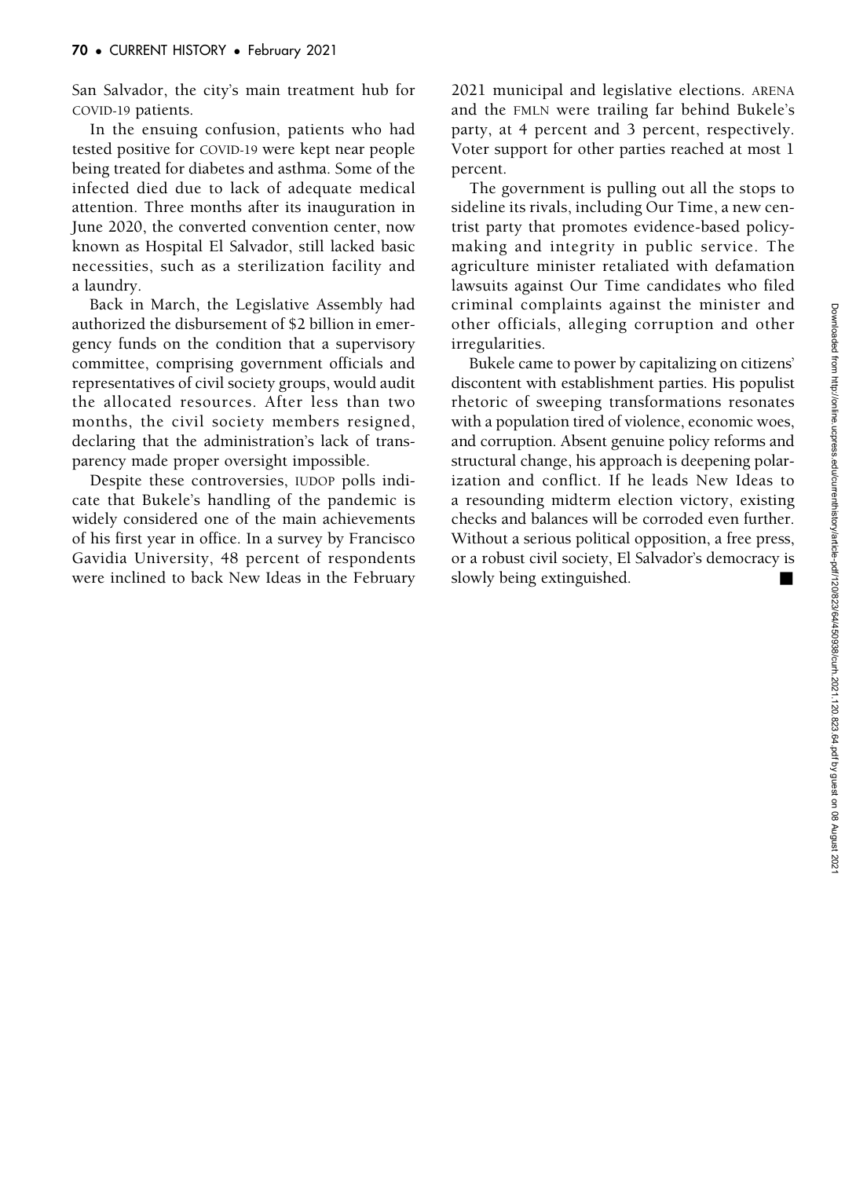San Salvador, the city's main treatment hub for COVID-19 patients.

In the ensuing confusion, patients who had tested positive for COVID-19 were kept near people being treated for diabetes and asthma. Some of the infected died due to lack of adequate medical attention. Three months after its inauguration in June 2020, the converted convention center, now known as Hospital El Salvador, still lacked basic necessities, such as a sterilization facility and a laundry.

Back in March, the Legislative Assembly had authorized the disbursement of $2 billion in emergency funds on the condition that a supervisory committee, comprising government officials and representatives of civil society groups, would audit the allocated resources. After less than two months, the civil society members resigned, declaring that the administration's lack of transparency made proper oversight impossible.

Despite these controversies, IUDOP polls indicate that Bukele's handling of the pandemic is widely considered one of the main achievements of his first year in office. In a survey by Francisco Gavidia University, 48 percent of respondents were inclined to back New Ideas in the February 2021 municipal and legislative elections. ARENA and the FMLN were trailing far behind Bukele's party, at 4 percent and 3 percent, respectively. Voter support for other parties reached at most 1 percent.

The government is pulling out all the stops to sideline its rivals, including Our Time, a new centrist party that promotes evidence-based policymaking and integrity in public service. The agriculture minister retaliated with defamation lawsuits against Our Time candidates who filed criminal complaints against the minister and other officials, alleging corruption and other irregularities.

Bukele came to power by capitalizing on citizens' discontent with establishment parties. His populist rhetoric of sweeping transformations resonates with a population tired of violence, economic woes, and corruption. Absent genuine policy reforms and structural change, his approach is deepening polarization and conflict. If he leads New Ideas to a resounding midterm election victory, existing checks and balances will be corroded even further. Without a serious political opposition, a free press, or a robust civil society, El Salvador's democracy is slowly being extinguished. ■